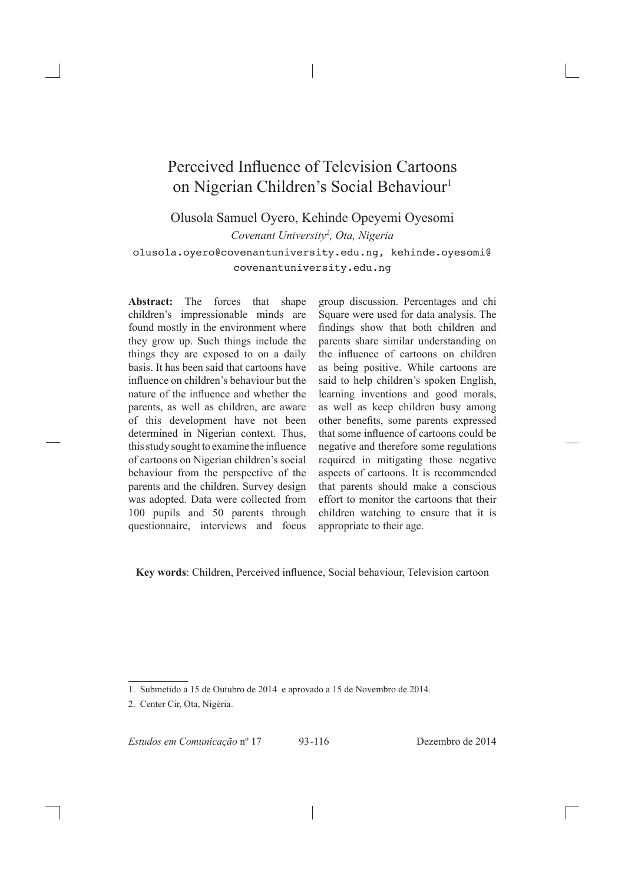# Perceived Influence of Television Cartoons on Nigerian Children's Social Behaviour[1]

Olusola Samuel Oyero, Kehinde Opeyemi Oyesomi

*Covenant University[2], Ota, Nigeria*

olusola.oyero@covenantuniversity.edu.ng, kehinde.oyesomi@covenantuniversity.edu.ng

**Abstract:** The forces that shape children's impressionable minds are found mostly in the environment where they grow up. Such things include the things they are exposed to on a daily basis. It has been said that cartoons have influence on children's behaviour but the nature of the influence and whether the parents, as well as children, are aware of this development have not been determined in Nigerian context. Thus, this study sought to examine the influence of cartoons on Nigerian children's social behaviour from the perspective of the parents and the children. Survey design was adopted. Data were collected from 100 pupils and 50 parents through questionnaire, interviews and focus group discussion. Percentages and chi Square were used for data analysis. The findings show that both children and parents share similar understanding on the influence of cartoons on children as being positive. While cartoons are said to help children's spoken English, learning inventions and good morals, as well as keep children busy among other benefits, some parents expressed that some influence of cartoons could be negative and therefore some regulations required in mitigating those negative aspects of cartoons. It is recommended that parents should make a conscious effort to monitor the cartoons that their children watching to ensure that it is appropriate to their age.

**Key words**: Children, Perceived influence, Social behaviour, Television cartoon

---

1. Submetido a 15 de Outubro de 2014 e aprovado a 15 de Novembro de 2014.
2. Center Cir, Ota, Nigéria.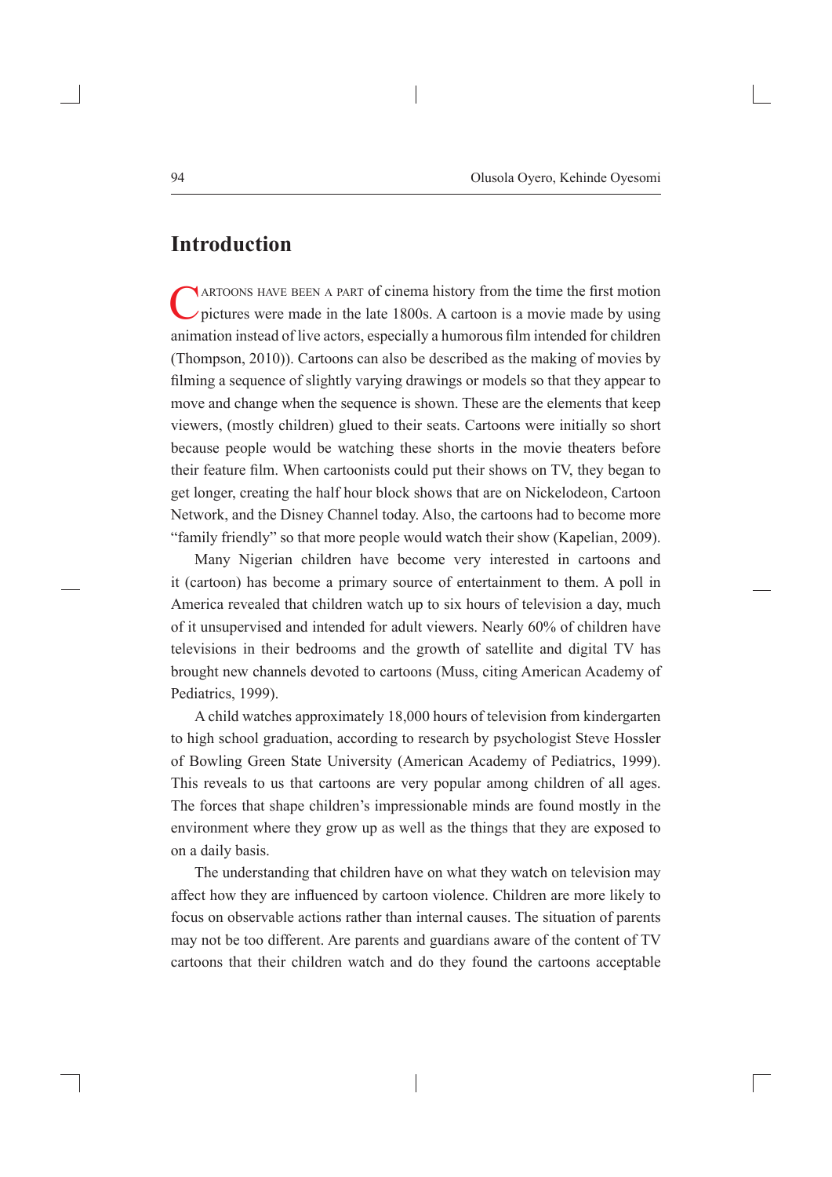## Introduction

Cartoons have been a part of cinema history from the time the first motion pictures were made in the late 1800s. A cartoon is a movie made by using animation instead of live actors, especially a humorous film intended for children (Thompson, 2010)). Cartoons can also be described as the making of movies by filming a sequence of slightly varying drawings or models so that they appear to move and change when the sequence is shown. These are the elements that keep viewers, (mostly children) glued to their seats. Cartoons were initially so short because people would be watching these shorts in the movie theaters before their feature film. When cartoonists could put their shows on TV, they began to get longer, creating the half hour block shows that are on Nickelodeon, Cartoon Network, and the Disney Channel today. Also, the cartoons had to become more "family friendly" so that more people would watch their show (Kapelian, 2009).

Many Nigerian children have become very interested in cartoons and it (cartoon) has become a primary source of entertainment to them. A poll in America revealed that children watch up to six hours of television a day, much of it unsupervised and intended for adult viewers. Nearly 60% of children have televisions in their bedrooms and the growth of satellite and digital TV has brought new channels devoted to cartoons (Muss, citing American Academy of Pediatrics, 1999).

A child watches approximately 18,000 hours of television from kindergarten to high school graduation, according to research by psychologist Steve Hossler of Bowling Green State University (American Academy of Pediatrics, 1999). This reveals to us that cartoons are very popular among children of all ages. The forces that shape children's impressionable minds are found mostly in the environment where they grow up as well as the things that they are exposed to on a daily basis.

The understanding that children have on what they watch on television may affect how they are influenced by cartoon violence. Children are more likely to focus on observable actions rather than internal causes. The situation of parents may not be too different. Are parents and guardians aware of the content of TV cartoons that their children watch and do they found the cartoons acceptable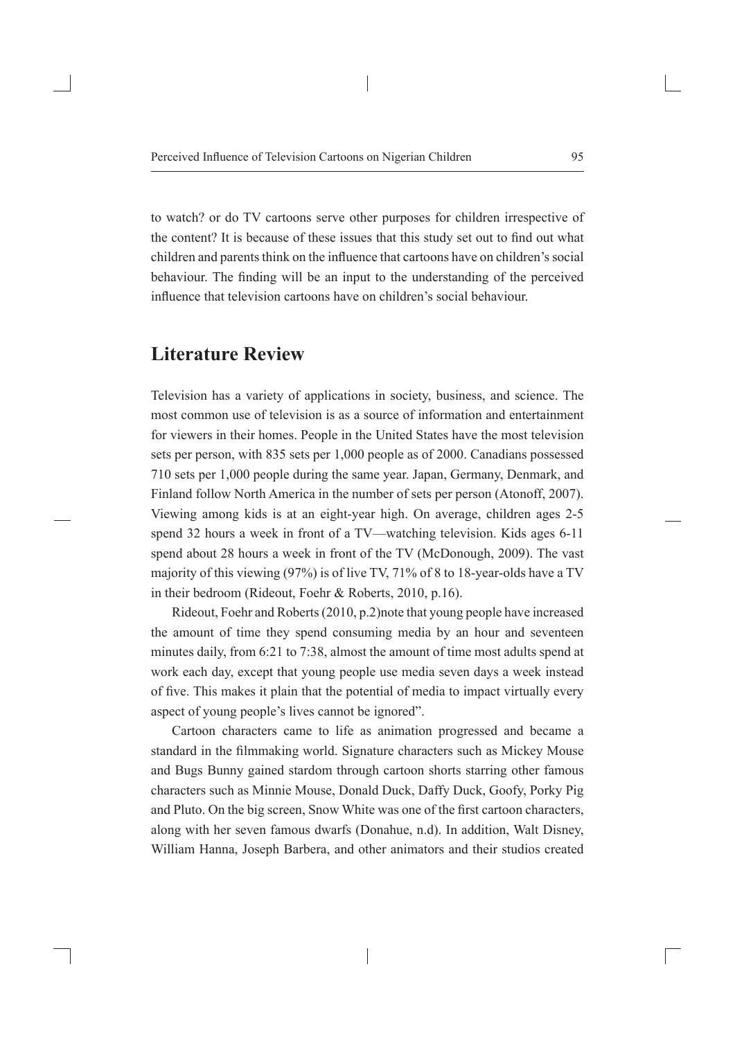to watch? or do TV cartoons serve other purposes for children irrespective of the content? It is because of these issues that this study set out to find out what children and parents think on the influence that cartoons have on children's social behaviour. The finding will be an input to the understanding of the perceived influence that television cartoons have on children's social behaviour.

## Literature Review

Television has a variety of applications in society, business, and science. The most common use of television is as a source of information and entertainment for viewers in their homes. People in the United States have the most television sets per person, with 835 sets per 1,000 people as of 2000. Canadians possessed 710 sets per 1,000 people during the same year. Japan, Germany, Denmark, and Finland follow North America in the number of sets per person (Atonoff, 2007). Viewing among kids is at an eight-year high. On average, children ages 2-5 spend 32 hours a week in front of a TV—watching television. Kids ages 6-11 spend about 28 hours a week in front of the TV (McDonough, 2009). The vast majority of this viewing (97%) is of live TV, 71% of 8 to 18-year-olds have a TV in their bedroom (Rideout, Foehr & Roberts, 2010, p.16).

Rideout, Foehr and Roberts (2010, p.2)note that young people have increased the amount of time they spend consuming media by an hour and seventeen minutes daily, from 6:21 to 7:38, almost the amount of time most adults spend at work each day, except that young people use media seven days a week instead of five. This makes it plain that the potential of media to impact virtually every aspect of young people's lives cannot be ignored".

Cartoon characters came to life as animation progressed and became a standard in the filmmaking world. Signature characters such as Mickey Mouse and Bugs Bunny gained stardom through cartoon shorts starring other famous characters such as Minnie Mouse, Donald Duck, Daffy Duck, Goofy, Porky Pig and Pluto. On the big screen, Snow White was one of the first cartoon characters, along with her seven famous dwarfs (Donahue, n.d). In addition, Walt Disney, William Hanna, Joseph Barbera, and other animators and their studios created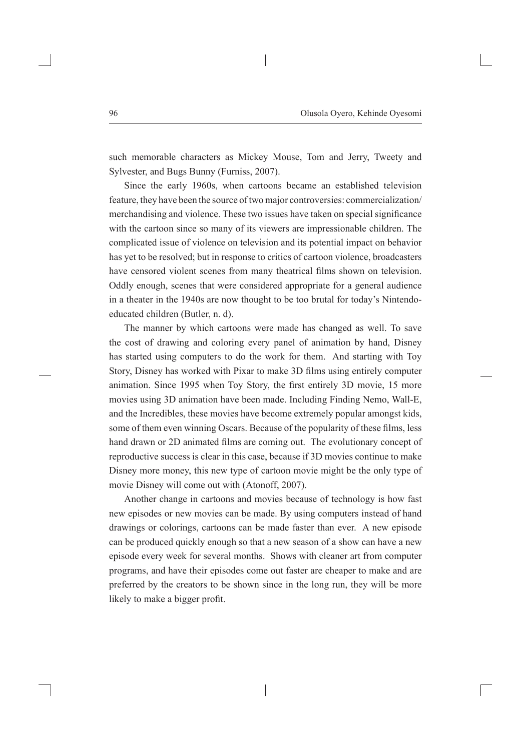such memorable characters as Mickey Mouse, Tom and Jerry, Tweety and Sylvester, and Bugs Bunny (Furniss, 2007).

Since the early 1960s, when cartoons became an established television feature, they have been the source of two major controversies: commercialization/merchandising and violence. These two issues have taken on special significance with the cartoon since so many of its viewers are impressionable children. The complicated issue of violence on television and its potential impact on behavior has yet to be resolved; but in response to critics of cartoon violence, broadcasters have censored violent scenes from many theatrical films shown on television. Oddly enough, scenes that were considered appropriate for a general audience in a theater in the 1940s are now thought to be too brutal for today's Nintendo-educated children (Butler, n. d).

The manner by which cartoons were made has changed as well. To save the cost of drawing and coloring every panel of animation by hand, Disney has started using computers to do the work for them. And starting with Toy Story, Disney has worked with Pixar to make 3D films using entirely computer animation. Since 1995 when Toy Story, the first entirely 3D movie, 15 more movies using 3D animation have been made. Including Finding Nemo, Wall-E, and the Incredibles, these movies have become extremely popular amongst kids, some of them even winning Oscars. Because of the popularity of these films, less hand drawn or 2D animated films are coming out. The evolutionary concept of reproductive success is clear in this case, because if 3D movies continue to make Disney more money, this new type of cartoon movie might be the only type of movie Disney will come out with (Atonoff, 2007).

Another change in cartoons and movies because of technology is how fast new episodes or new movies can be made. By using computers instead of hand drawings or colorings, cartoons can be made faster than ever. A new episode can be produced quickly enough so that a new season of a show can have a new episode every week for several months. Shows with cleaner art from computer programs, and have their episodes come out faster are cheaper to make and are preferred by the creators to be shown since in the long run, they will be more likely to make a bigger profit.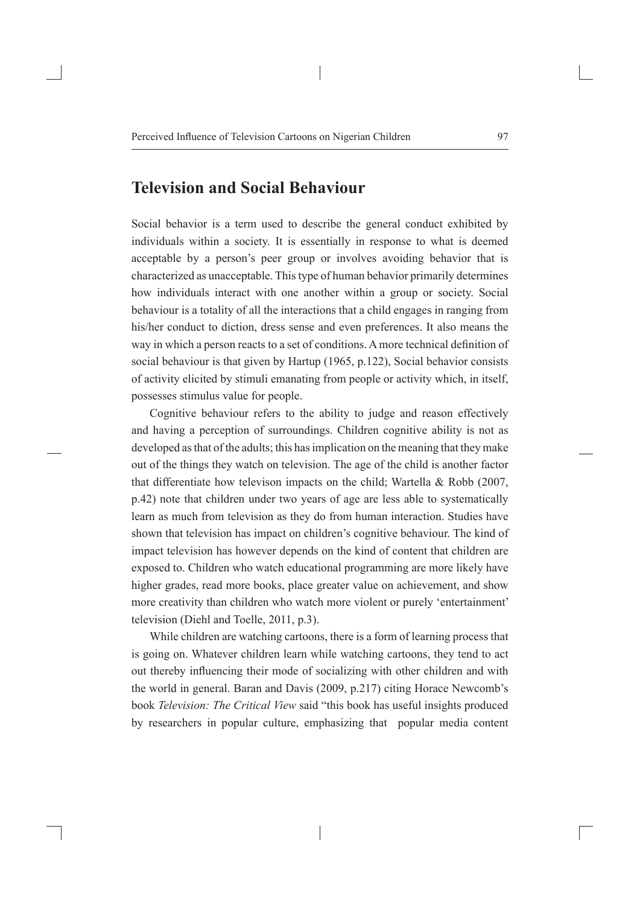## Television and Social Behaviour

Social behavior is a term used to describe the general conduct exhibited by individuals within a society. It is essentially in response to what is deemed acceptable by a person's peer group or involves avoiding behavior that is characterized as unacceptable. This type of human behavior primarily determines how individuals interact with one another within a group or society. Social behaviour is a totality of all the interactions that a child engages in ranging from his/her conduct to diction, dress sense and even preferences. It also means the way in which a person reacts to a set of conditions. A more technical definition of social behaviour is that given by Hartup (1965, p.122), Social behavior consists of activity elicited by stimuli emanating from people or activity which, in itself, possesses stimulus value for people.

Cognitive behaviour refers to the ability to judge and reason effectively and having a perception of surroundings. Children cognitive ability is not as developed as that of the adults; this has implication on the meaning that they make out of the things they watch on television. The age of the child is another factor that differentiate how televison impacts on the child; Wartella & Robb (2007, p.42) note that children under two years of age are less able to systematically learn as much from television as they do from human interaction. Studies have shown that television has impact on children's cognitive behaviour. The kind of impact television has however depends on the kind of content that children are exposed to. Children who watch educational programming are more likely have higher grades, read more books, place greater value on achievement, and show more creativity than children who watch more violent or purely 'entertainment' television (Diehl and Toelle, 2011, p.3).

While children are watching cartoons, there is a form of learning process that is going on. Whatever children learn while watching cartoons, they tend to act out thereby influencing their mode of socializing with other children and with the world in general. Baran and Davis (2009, p.217) citing Horace Newcomb's book *Television: The Critical View* said "this book has useful insights produced by researchers in popular culture, emphasizing that popular media content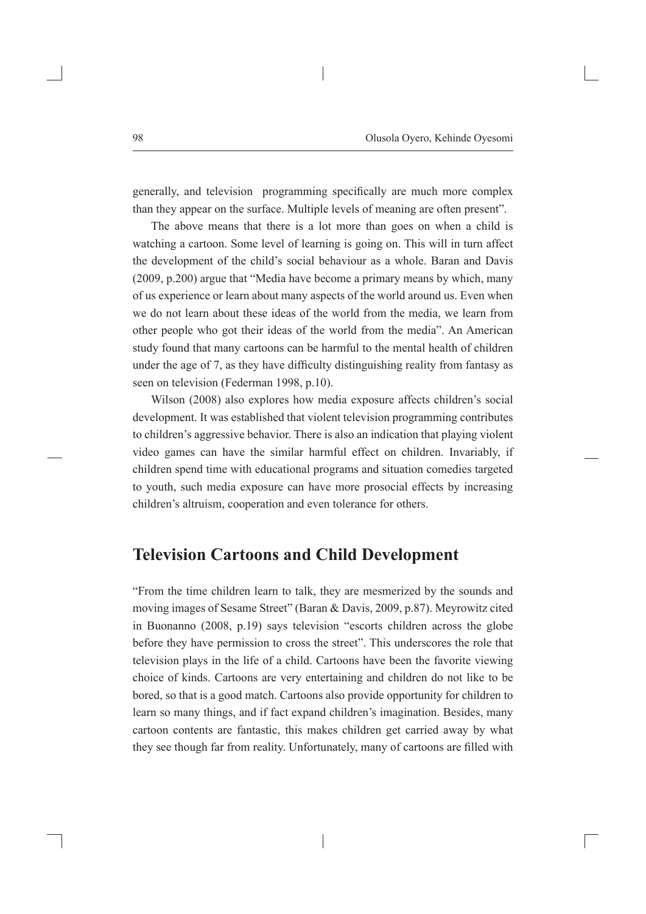generally, and television programming specifically are much more complex than they appear on the surface. Multiple levels of meaning are often present".

The above means that there is a lot more than goes on when a child is watching a cartoon. Some level of learning is going on. This will in turn affect the development of the child's social behaviour as a whole. Baran and Davis (2009, p.200) argue that "Media have become a primary means by which, many of us experience or learn about many aspects of the world around us. Even when we do not learn about these ideas of the world from the media, we learn from other people who got their ideas of the world from the media". An American study found that many cartoons can be harmful to the mental health of children under the age of 7, as they have difficulty distinguishing reality from fantasy as seen on television (Federman 1998, p.10).

Wilson (2008) also explores how media exposure affects children's social development. It was established that violent television programming contributes to children's aggressive behavior. There is also an indication that playing violent video games can have the similar harmful effect on children. Invariably, if children spend time with educational programs and situation comedies targeted to youth, such media exposure can have more prosocial effects by increasing children's altruism, cooperation and even tolerance for others.

## Television Cartoons and Child Development

"From the time children learn to talk, they are mesmerized by the sounds and moving images of Sesame Street" (Baran & Davis, 2009, p.87). Meyrowitz cited in Buonanno (2008, p.19) says television "escorts children across the globe before they have permission to cross the street". This underscores the role that television plays in the life of a child. Cartoons have been the favorite viewing choice of kinds. Cartoons are very entertaining and children do not like to be bored, so that is a good match. Cartoons also provide opportunity for children to learn so many things, and if fact expand children's imagination. Besides, many cartoon contents are fantastic, this makes children get carried away by what they see though far from reality. Unfortunately, many of cartoons are filled with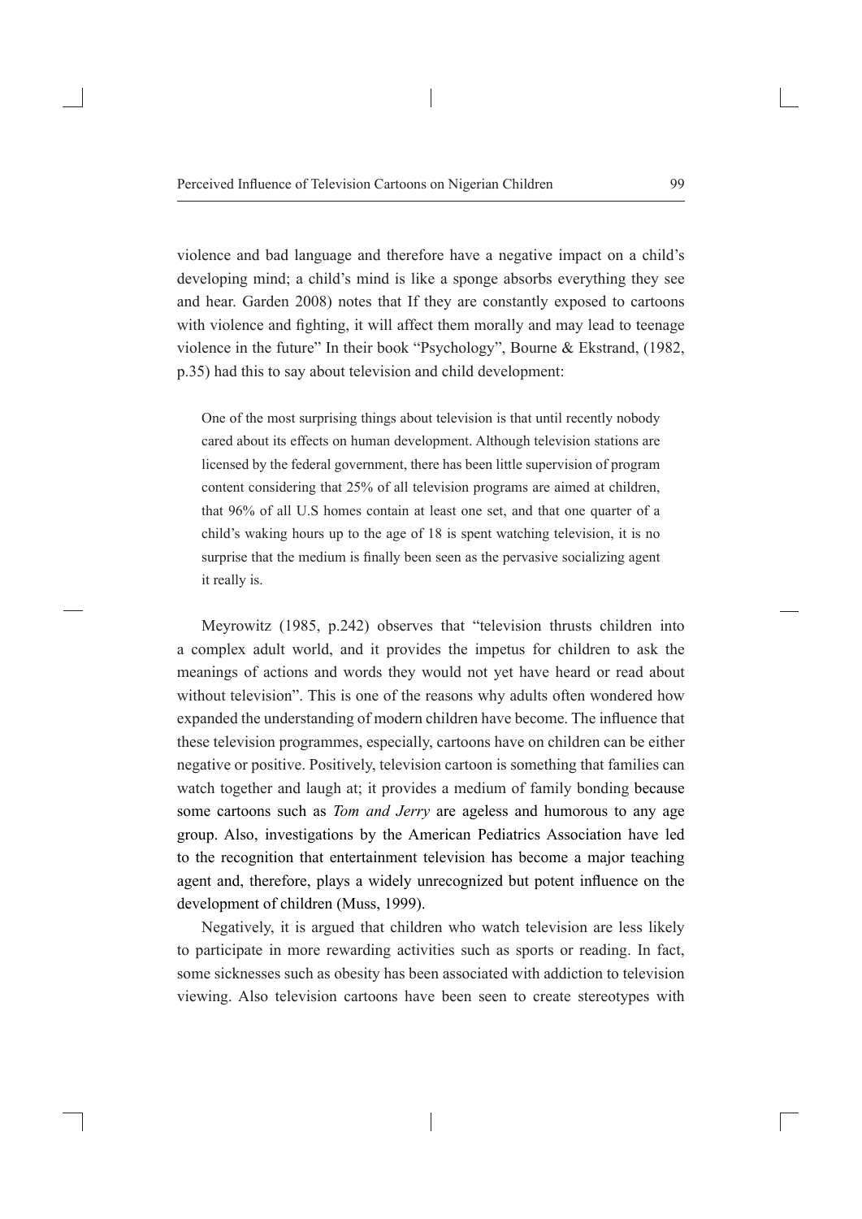violence and bad language and therefore have a negative impact on a child's developing mind; a child's mind is like a sponge absorbs everything they see and hear. Garden 2008) notes that If they are constantly exposed to cartoons with violence and fighting, it will affect them morally and may lead to teenage violence in the future" In their book "Psychology", Bourne & Ekstrand, (1982, p.35) had this to say about television and child development:

> One of the most surprising things about television is that until recently nobody cared about its effects on human development. Although television stations are licensed by the federal government, there has been little supervision of program content considering that 25% of all television programs are aimed at children, that 96% of all U.S homes contain at least one set, and that one quarter of a child's waking hours up to the age of 18 is spent watching television, it is no surprise that the medium is finally been seen as the pervasive socializing agent it really is.

Meyrowitz (1985, p.242) observes that "television thrusts children into a complex adult world, and it provides the impetus for children to ask the meanings of actions and words they would not yet have heard or read about without television". This is one of the reasons why adults often wondered how expanded the understanding of modern children have become. The influence that these television programmes, especially, cartoons have on children can be either negative or positive. Positively, television cartoon is something that families can watch together and laugh at; it provides a medium of family bonding because some cartoons such as *Tom and Jerry* are ageless and humorous to any age group. Also, investigations by the American Pediatrics Association have led to the recognition that entertainment television has become a major teaching agent and, therefore, plays a widely unrecognized but potent influence on the development of children (Muss, 1999).

Negatively, it is argued that children who watch television are less likely to participate in more rewarding activities such as sports or reading. In fact, some sicknesses such as obesity has been associated with addiction to television viewing. Also television cartoons have been seen to create stereotypes with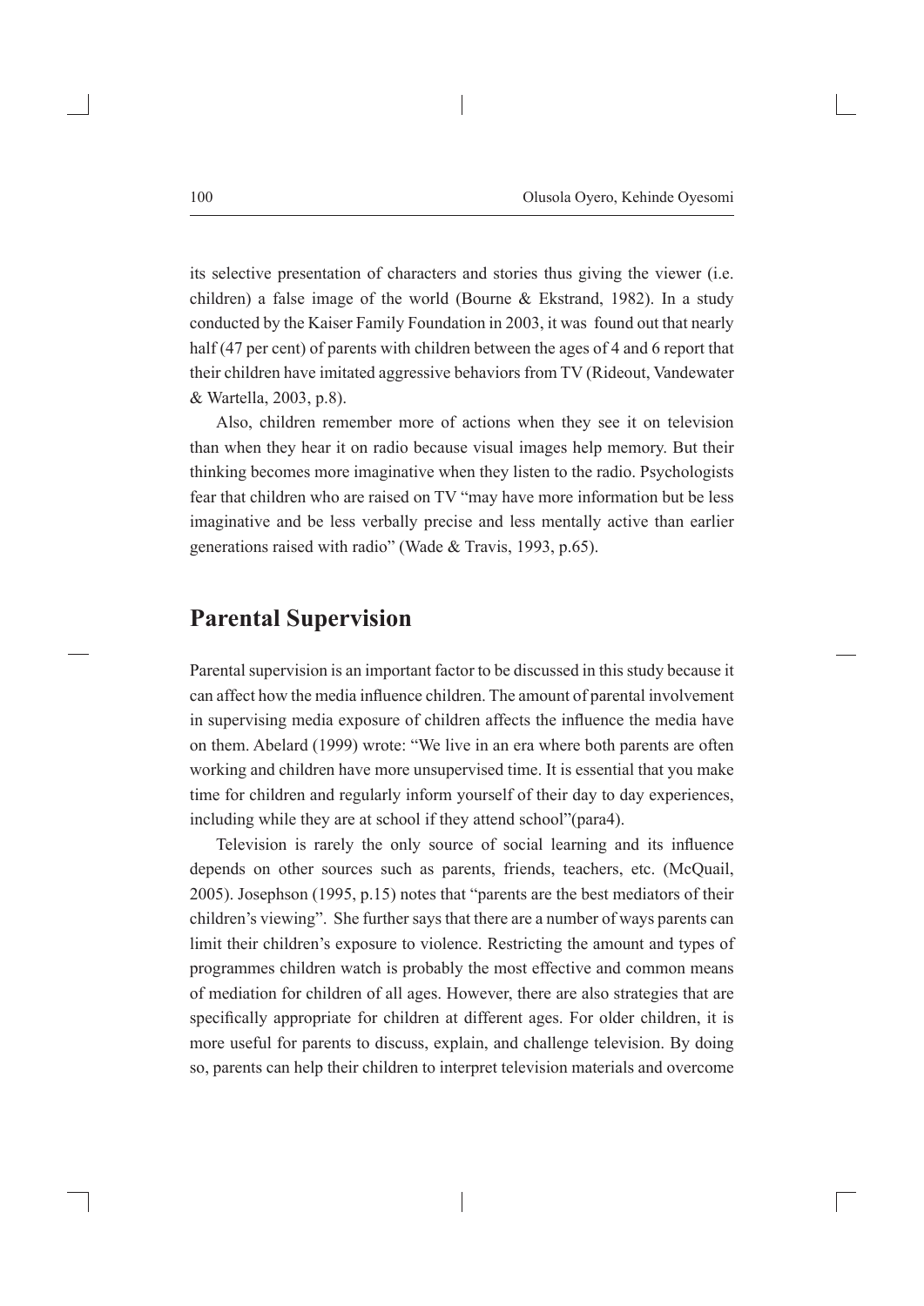its selective presentation of characters and stories thus giving the viewer (i.e. children) a false image of the world (Bourne & Ekstrand, 1982). In a study conducted by the Kaiser Family Foundation in 2003, it was found out that nearly half (47 per cent) of parents with children between the ages of 4 and 6 report that their children have imitated aggressive behaviors from TV (Rideout, Vandewater & Wartella, 2003, p.8).

Also, children remember more of actions when they see it on television than when they hear it on radio because visual images help memory. But their thinking becomes more imaginative when they listen to the radio. Psychologists fear that children who are raised on TV "may have more information but be less imaginative and be less verbally precise and less mentally active than earlier generations raised with radio" (Wade & Travis, 1993, p.65).

## Parental Supervision

Parental supervision is an important factor to be discussed in this study because it can affect how the media influence children. The amount of parental involvement in supervising media exposure of children affects the influence the media have on them. Abelard (1999) wrote: "We live in an era where both parents are often working and children have more unsupervised time. It is essential that you make time for children and regularly inform yourself of their day to day experiences, including while they are at school if they attend school"(para4).

Television is rarely the only source of social learning and its influence depends on other sources such as parents, friends, teachers, etc. (McQuail, 2005). Josephson (1995, p.15) notes that "parents are the best mediators of their children's viewing". She further says that there are a number of ways parents can limit their children's exposure to violence. Restricting the amount and types of programmes children watch is probably the most effective and common means of mediation for children of all ages. However, there are also strategies that are specifically appropriate for children at different ages. For older children, it is more useful for parents to discuss, explain, and challenge television. By doing so, parents can help their children to interpret television materials and overcome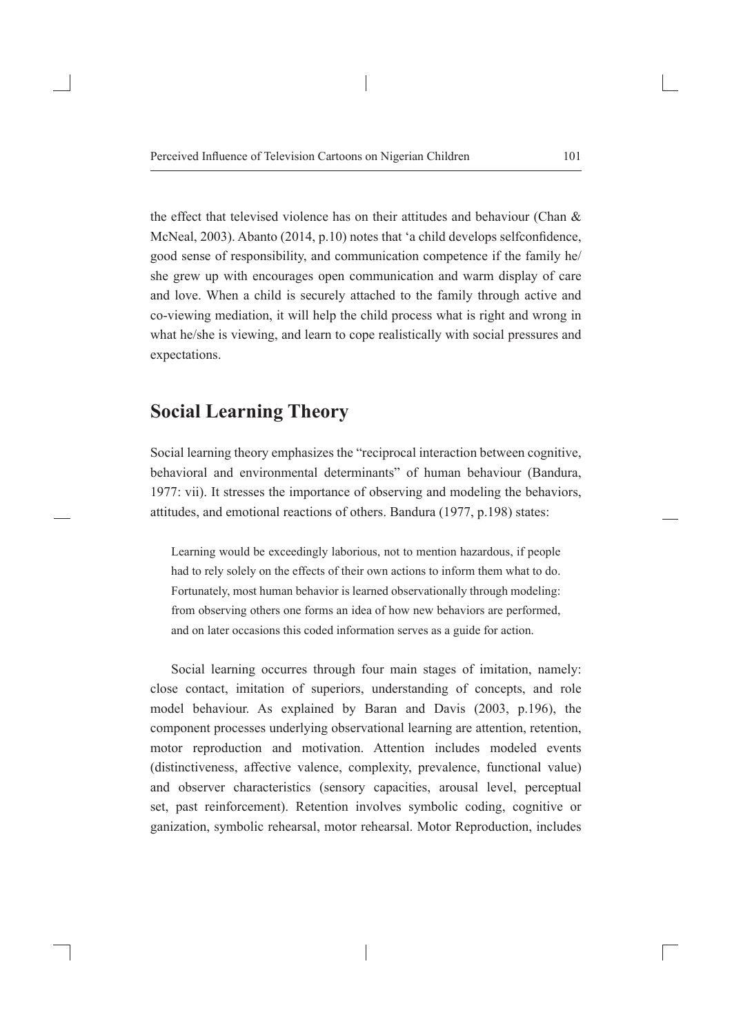the effect that televised violence has on their attitudes and behaviour (Chan & McNeal, 2003). Abanto (2014, p.10) notes that 'a child develops selfconfidence, good sense of responsibility, and communication competence if the family he/she grew up with encourages open communication and warm display of care and love. When a child is securely attached to the family through active and co-viewing mediation, it will help the child process what is right and wrong in what he/she is viewing, and learn to cope realistically with social pressures and expectations.

## Social Learning Theory

Social learning theory emphasizes the "reciprocal interaction between cognitive, behavioral and environmental determinants" of human behaviour (Bandura, 1977: vii). It stresses the importance of observing and modeling the behaviors, attitudes, and emotional reactions of others. Bandura (1977, p.198) states:

> Learning would be exceedingly laborious, not to mention hazardous, if people had to rely solely on the effects of their own actions to inform them what to do. Fortunately, most human behavior is learned observationally through modeling: from observing others one forms an idea of how new behaviors are performed, and on later occasions this coded information serves as a guide for action.

Social learning occurres through four main stages of imitation, namely: close contact, imitation of superiors, understanding of concepts, and role model behaviour. As explained by Baran and Davis (2003, p.196), the component processes underlying observational learning are attention, retention, motor reproduction and motivation. Attention includes modeled events (distinctiveness, affective valence, complexity, prevalence, functional value) and observer characteristics (sensory capacities, arousal level, perceptual set, past reinforcement). Retention involves symbolic coding, cognitive or ganization, symbolic rehearsal, motor rehearsal. Motor Reproduction, includes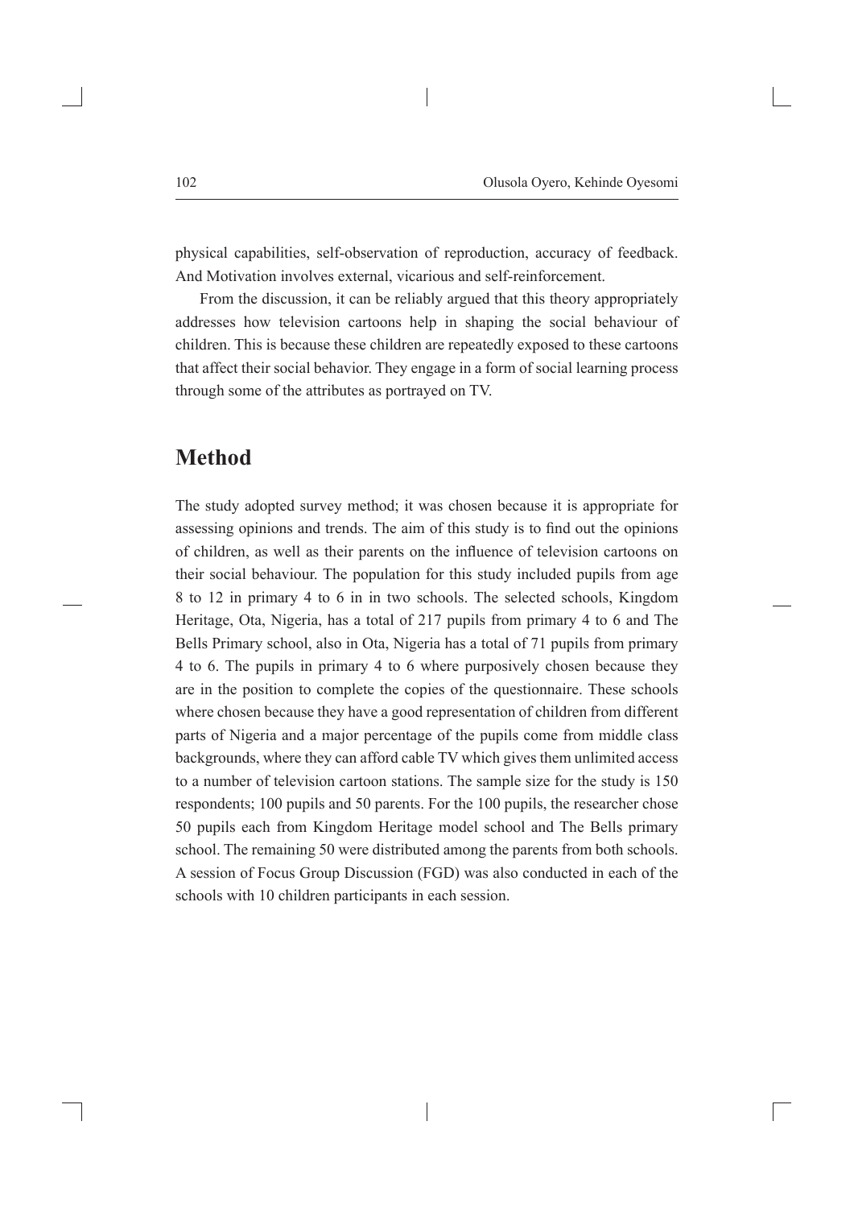physical capabilities, self-observation of reproduction, accuracy of feedback. And Motivation involves external, vicarious and self-reinforcement.

From the discussion, it can be reliably argued that this theory appropriately addresses how television cartoons help in shaping the social behaviour of children. This is because these children are repeatedly exposed to these cartoons that affect their social behavior. They engage in a form of social learning process through some of the attributes as portrayed on TV.

## Method

The study adopted survey method; it was chosen because it is appropriate for assessing opinions and trends. The aim of this study is to find out the opinions of children, as well as their parents on the influence of television cartoons on their social behaviour. The population for this study included pupils from age 8 to 12 in primary 4 to 6 in in two schools. The selected schools, Kingdom Heritage, Ota, Nigeria, has a total of 217 pupils from primary 4 to 6 and The Bells Primary school, also in Ota, Nigeria has a total of 71 pupils from primary 4 to 6. The pupils in primary 4 to 6 where purposively chosen because they are in the position to complete the copies of the questionnaire. These schools where chosen because they have a good representation of children from different parts of Nigeria and a major percentage of the pupils come from middle class backgrounds, where they can afford cable TV which gives them unlimited access to a number of television cartoon stations. The sample size for the study is 150 respondents; 100 pupils and 50 parents. For the 100 pupils, the researcher chose 50 pupils each from Kingdom Heritage model school and The Bells primary school. The remaining 50 were distributed among the parents from both schools. A session of Focus Group Discussion (FGD) was also conducted in each of the schools with 10 children participants in each session.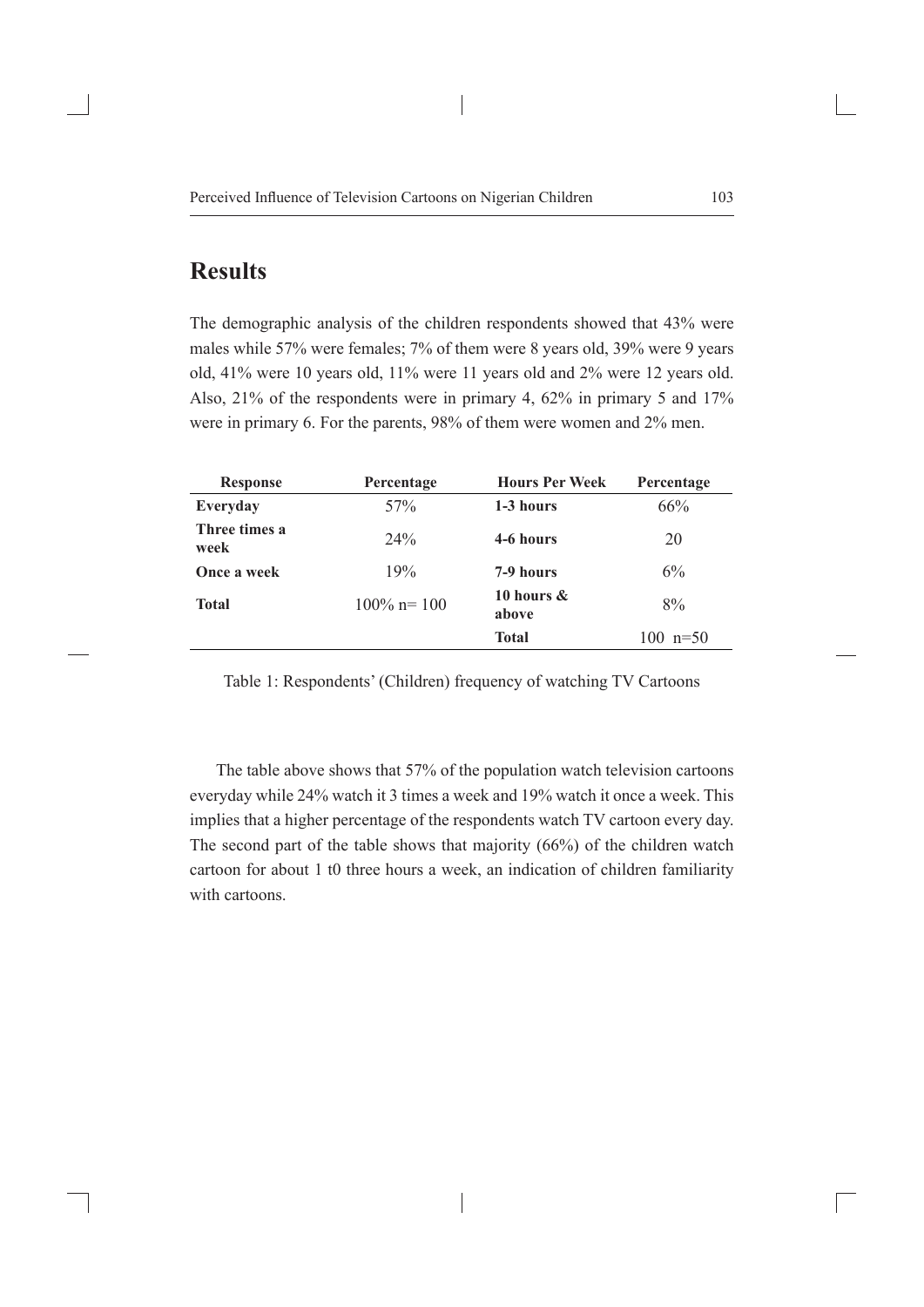## Results

The demographic analysis of the children respondents showed that 43% were males while 57% were females; 7% of them were 8 years old, 39% were 9 years old, 41% were 10 years old, 11% were 11 years old and 2% were 12 years old. Also, 21% of the respondents were in primary 4, 62% in primary 5 and 17% were in primary 6. For the parents, 98% of them were women and 2% men.

| Response | Percentage | Hours Per Week | Percentage |
|---|---|---|---|
| **Everyday** | 57% | **1-3 hours** | 66% |
| **Three times a week** | 24% | **4-6 hours** | 20 |
| **Once a week** | 19% | **7-9 hours** | 6% |
| **Total** | 100% n= 100 | **10 hours & above** | 8% |
| | | **Total** | 100 n=50 |

Table 1: Respondents' (Children) frequency of watching TV Cartoons

The table above shows that 57% of the population watch television cartoons everyday while 24% watch it 3 times a week and 19% watch it once a week. This implies that a higher percentage of the respondents watch TV cartoon every day. The second part of the table shows that majority (66%) of the children watch cartoon for about 1 t0 three hours a week, an indication of children familiarity with cartoons.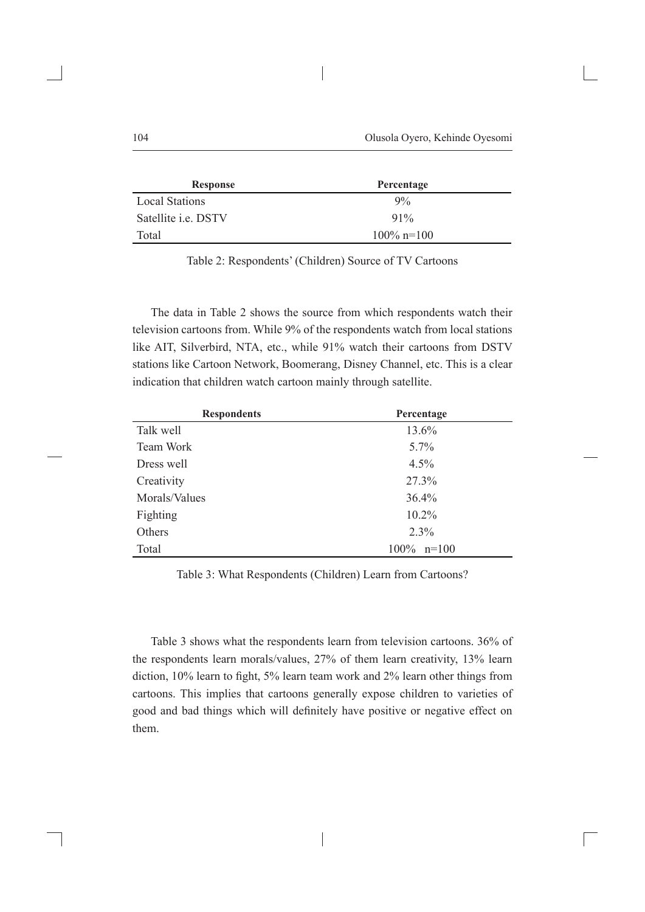| Response | Percentage |
|---|---|
| Local Stations | 9% |
| Satellite i.e. DSTV | 91% |
| Total | 100% n=100 |

Table 2: Respondents' (Children) Source of TV Cartoons

The data in Table 2 shows the source from which respondents watch their television cartoons from. While 9% of the respondents watch from local stations like AIT, Silverbird, NTA, etc., while 91% watch their cartoons from DSTV stations like Cartoon Network, Boomerang, Disney Channel, etc. This is a clear indication that children watch cartoon mainly through satellite.

| Respondents | Percentage |
|---|---|
| Talk well | 13.6% |
| Team Work | 5.7% |
| Dress well | 4.5% |
| Creativity | 27.3% |
| Morals/Values | 36.4% |
| Fighting | 10.2% |
| Others | 2.3% |
| Total | 100% n=100 |

Table 3: What Respondents (Children) Learn from Cartoons?

Table 3 shows what the respondents learn from television cartoons. 36% of the respondents learn morals/values, 27% of them learn creativity, 13% learn diction, 10% learn to fight, 5% learn team work and 2% learn other things from cartoons. This implies that cartoons generally expose children to varieties of good and bad things which will definitely have positive or negative effect on them.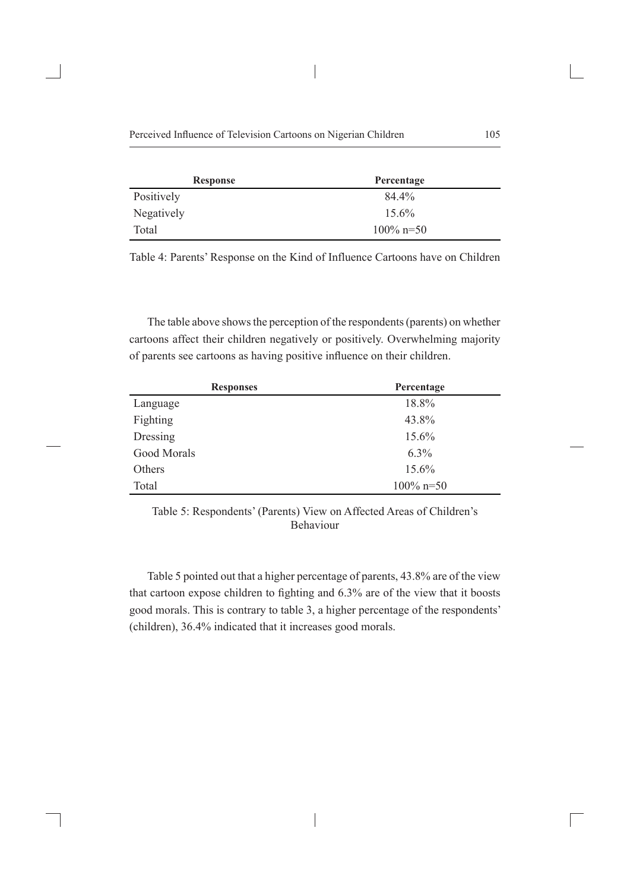| Response | Percentage |
| --- | --- |
| Positively | 84.4% |
| Negatively | 15.6% |
| Total | 100% n=50 |

Table 4: Parents' Response on the Kind of Influence Cartoons have on Children

The table above shows the perception of the respondents (parents) on whether cartoons affect their children negatively or positively. Overwhelming majority of parents see cartoons as having positive influence on their children.

| Responses | Percentage |
| --- | --- |
| Language | 18.8% |
| Fighting | 43.8% |
| Dressing | 15.6% |
| Good Morals | 6.3% |
| Others | 15.6% |
| Total | 100% n=50 |

Table 5: Respondents' (Parents) View on Affected Areas of Children's Behaviour

Table 5 pointed out that a higher percentage of parents, 43.8% are of the view that cartoon expose children to fighting and 6.3% are of the view that it boosts good morals. This is contrary to table 3, a higher percentage of the respondents' (children), 36.4% indicated that it increases good morals.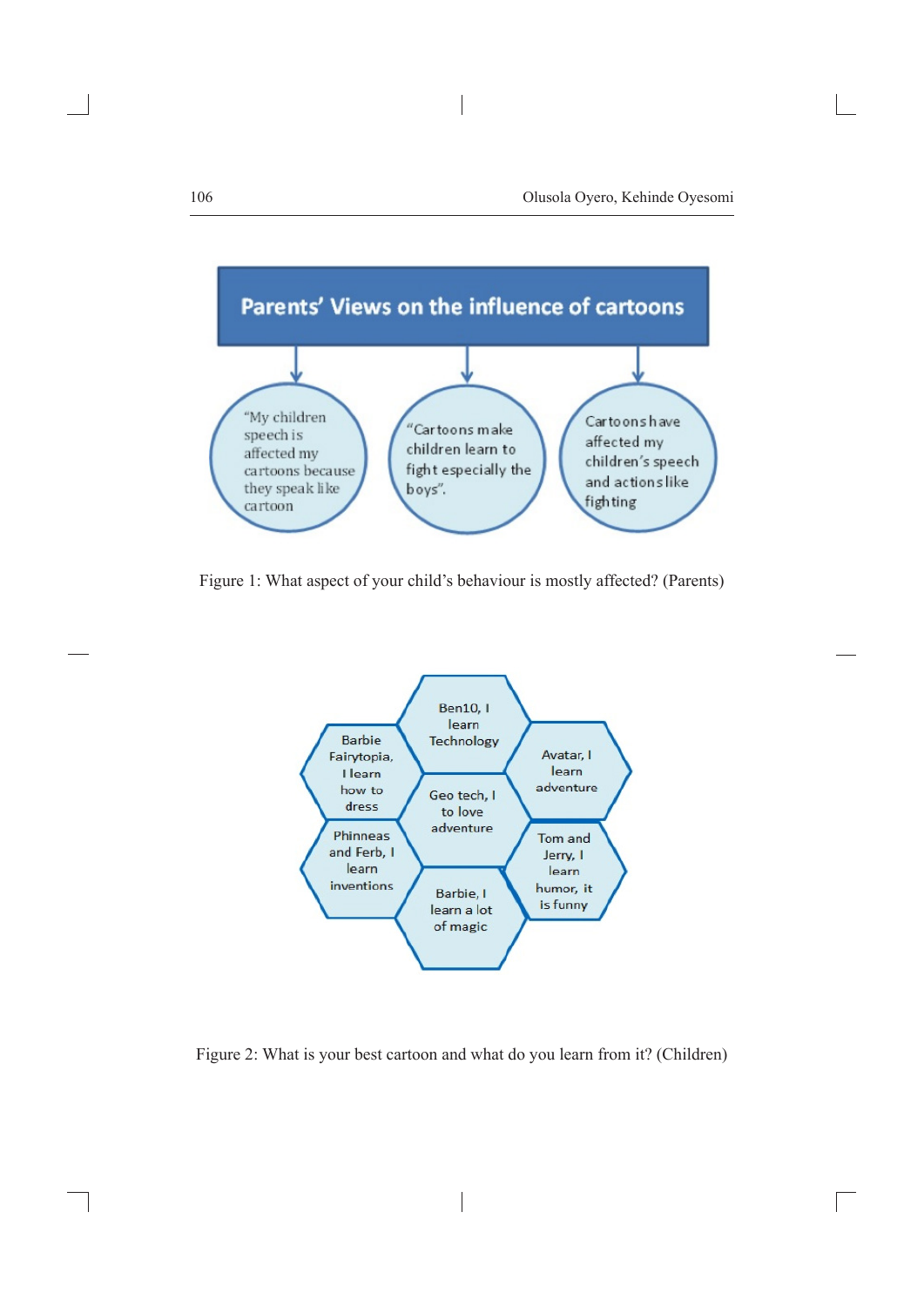**Parents' Views on the influence of cartoons**

- "My children speech is affected my cartoons because they speak like cartoon
- "Cartoons make children learn to fight especially the boys".
- Cartoons have affected my children's speech and actions like fighting

Figure 1: What aspect of your child's behaviour is mostly affected? (Parents)

- Ben10, I learn Technology
- Barbie Fairytopia, I learn how to dress
- Avatar, I learn adventure
- Geo tech, I to love adventure
- Phinneas and Ferb, I learn inventions
- Tom and Jerry, I learn humor, it Is funny
- Barbie, I learn a lot of magic

Figure 2: What is your best cartoon and what do you learn from it? (Children)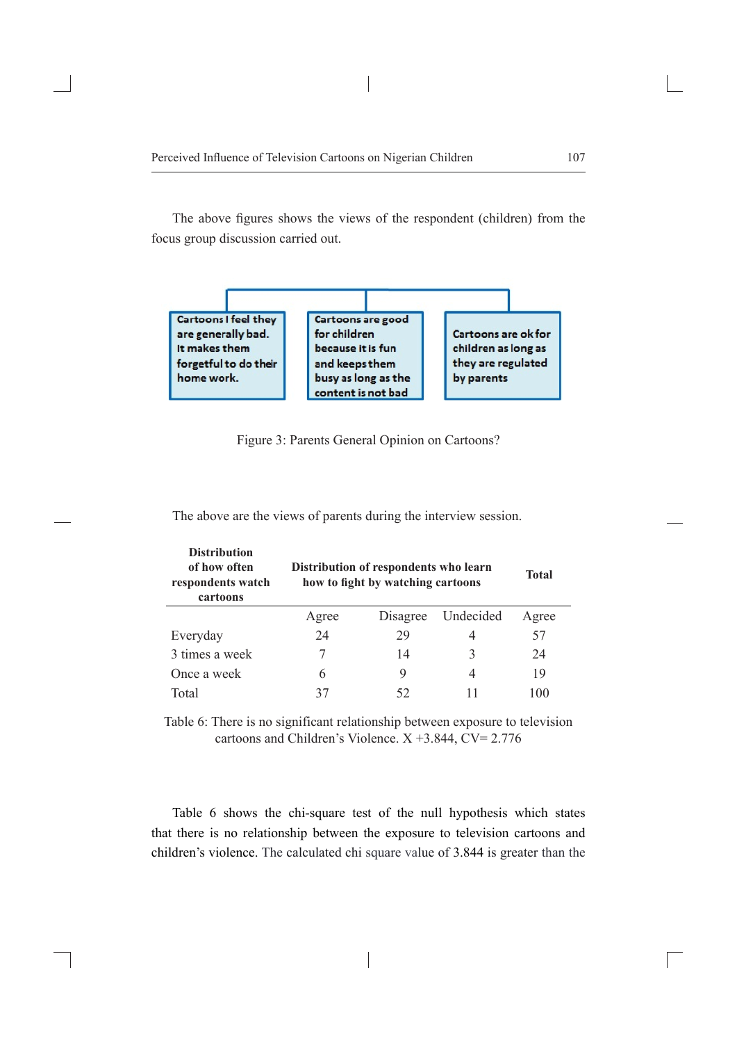The above figures shows the views of the respondent (children) from the focus group discussion carried out.

Cartoons I feel they are generally bad. It makes them forgetful to do their home work.

Cartoons are good for children because it is fun and keeps them busy as long as the content is not bad

Cartoons are ok for children as long as they are regulated by parents

Figure 3: Parents General Opinion on Cartoons?

The above are the views of parents during the interview session.

| **Distribution of how often respondents watch cartoons** | **Distribution of respondents who learn how to fight by watching cartoons** | | | **Total** |
|---|---|---|---|---|
| | Agree | Disagree | Undecided | Agree |
| Everyday | 24 | 29 | 4 | 57 |
| 3 times a week | 7 | 14 | 3 | 24 |
| Once a week | 6 | 9 | 4 | 19 |
| Total | 37 | 52 | 11 | 100 |

Table 6: There is no significant relationship between exposure to television cartoons and Children's Violence. X +3.844, CV= 2.776

Table 6 shows the chi-square test of the null hypothesis which states that there is no relationship between the exposure to television cartoons and children's violence. The calculated chi square value of 3.844 is greater than the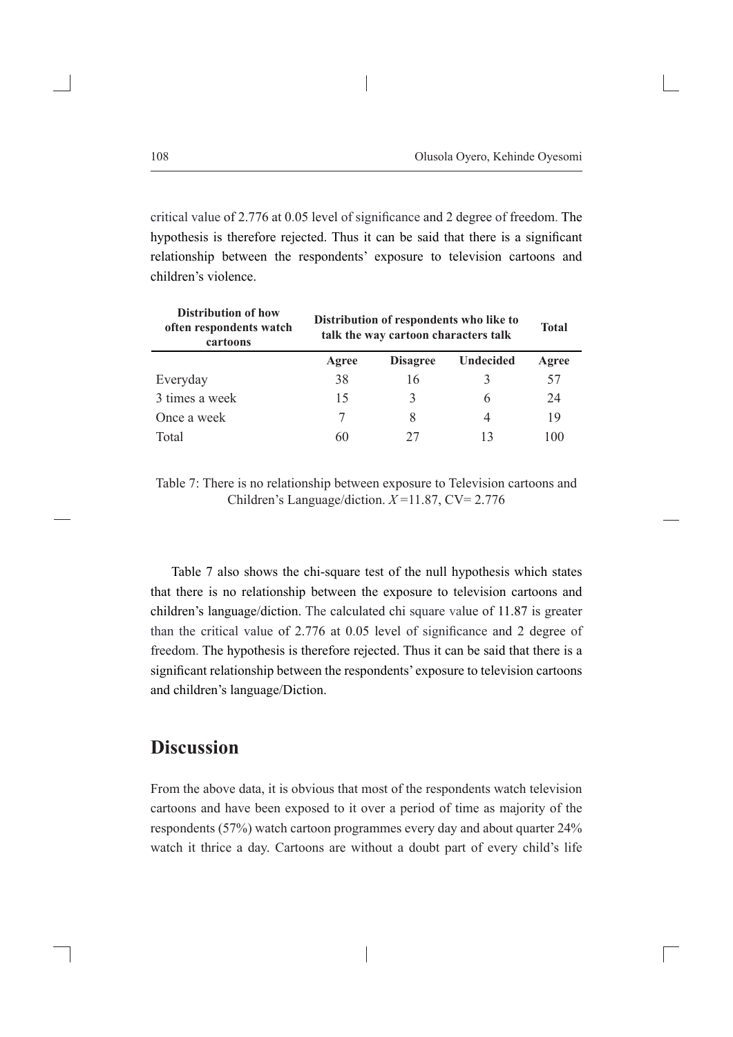critical value of 2.776 at 0.05 level of significance and 2 degree of freedom. The hypothesis is therefore rejected. Thus it can be said that there is a significant relationship between the respondents' exposure to television cartoons and children's violence.

| **Distribution of how often respondents watch cartoons** | **Distribution of respondents who like to talk the way cartoon characters talk** | | | **Total** |
|---|---|---|---|---|
| | **Agree** | **Disagree** | **Undecided** | **Agree** |
| Everyday | 38 | 16 | 3 | 57 |
| 3 times a week | 15 | 3 | 6 | 24 |
| Once a week | 7 | 8 | 4 | 19 |
| Total | 60 | 27 | 13 | 100 |

Table 7: There is no relationship between exposure to Television cartoons and Children's Language/diction. $X$=11.87, CV= 2.776

Table 7 also shows the chi-square test of the null hypothesis which states that there is no relationship between the exposure to television cartoons and children's language/diction. The calculated chi square value of 11.87 is greater than the critical value of 2.776 at 0.05 level of significance and 2 degree of freedom. The hypothesis is therefore rejected. Thus it can be said that there is a significant relationship between the respondents' exposure to television cartoons and children's language/Diction.

## Discussion

From the above data, it is obvious that most of the respondents watch television cartoons and have been exposed to it over a period of time as majority of the respondents (57%) watch cartoon programmes every day and about quarter 24% watch it thrice a day. Cartoons are without a doubt part of every child's life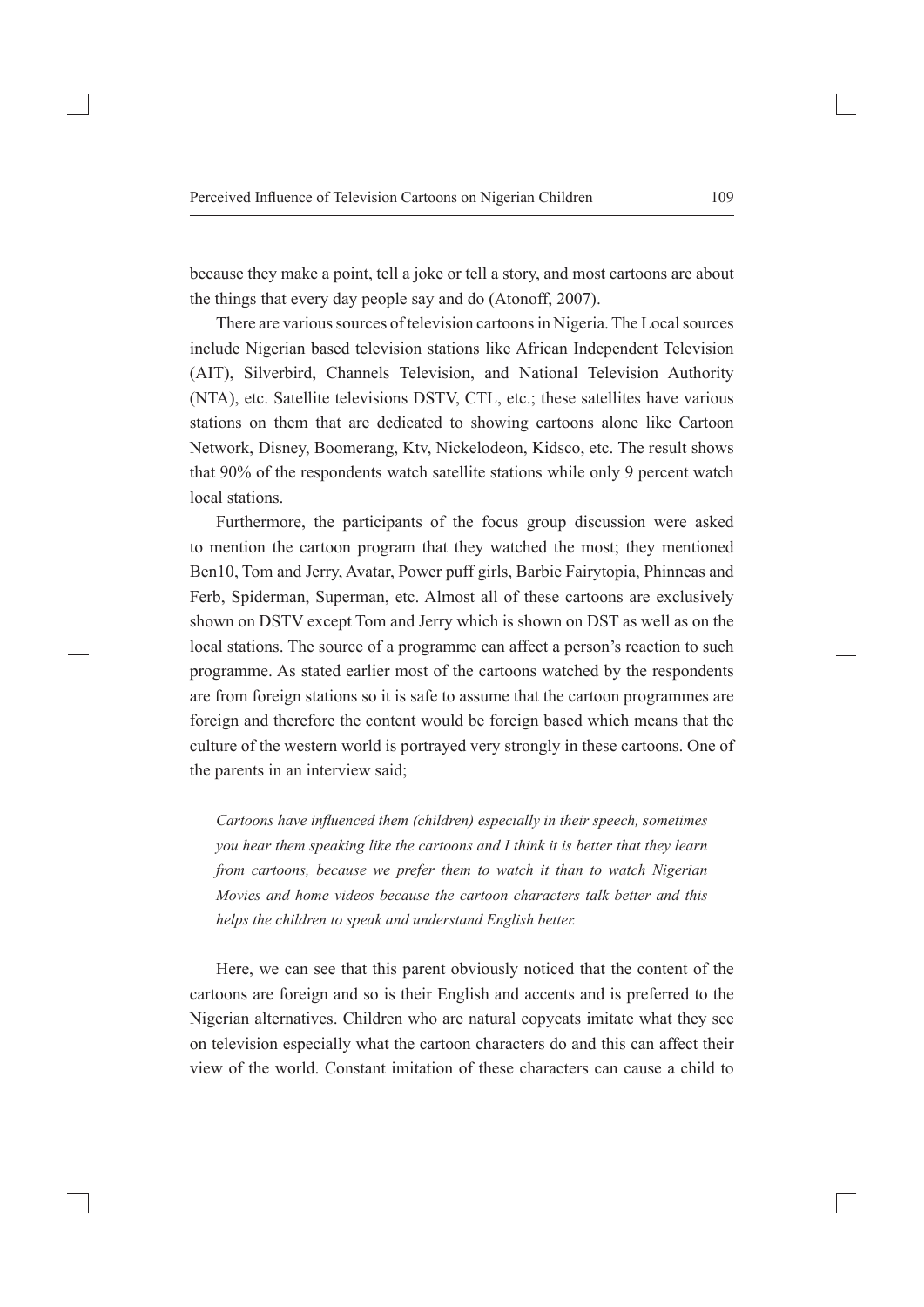because they make a point, tell a joke or tell a story, and most cartoons are about the things that every day people say and do (Atonoff, 2007).

There are various sources of television cartoons in Nigeria. The Local sources include Nigerian based television stations like African Independent Television (AIT), Silverbird, Channels Television, and National Television Authority (NTA), etc. Satellite televisions DSTV, CTL, etc.; these satellites have various stations on them that are dedicated to showing cartoons alone like Cartoon Network, Disney, Boomerang, Ktv, Nickelodeon, Kidsco, etc. The result shows that 90% of the respondents watch satellite stations while only 9 percent watch local stations.

Furthermore, the participants of the focus group discussion were asked to mention the cartoon program that they watched the most; they mentioned Ben10, Tom and Jerry, Avatar, Power puff girls, Barbie Fairytopia, Phinneas and Ferb, Spiderman, Superman, etc. Almost all of these cartoons are exclusively shown on DSTV except Tom and Jerry which is shown on DST as well as on the local stations. The source of a programme can affect a person's reaction to such programme. As stated earlier most of the cartoons watched by the respondents are from foreign stations so it is safe to assume that the cartoon programmes are foreign and therefore the content would be foreign based which means that the culture of the western world is portrayed very strongly in these cartoons. One of the parents in an interview said;

> *Cartoons have influenced them (children) especially in their speech, sometimes you hear them speaking like the cartoons and I think it is better that they learn from cartoons, because we prefer them to watch it than to watch Nigerian Movies and home videos because the cartoon characters talk better and this helps the children to speak and understand English better.*

Here, we can see that this parent obviously noticed that the content of the cartoons are foreign and so is their English and accents and is preferred to the Nigerian alternatives. Children who are natural copycats imitate what they see on television especially what the cartoon characters do and this can affect their view of the world. Constant imitation of these characters can cause a child to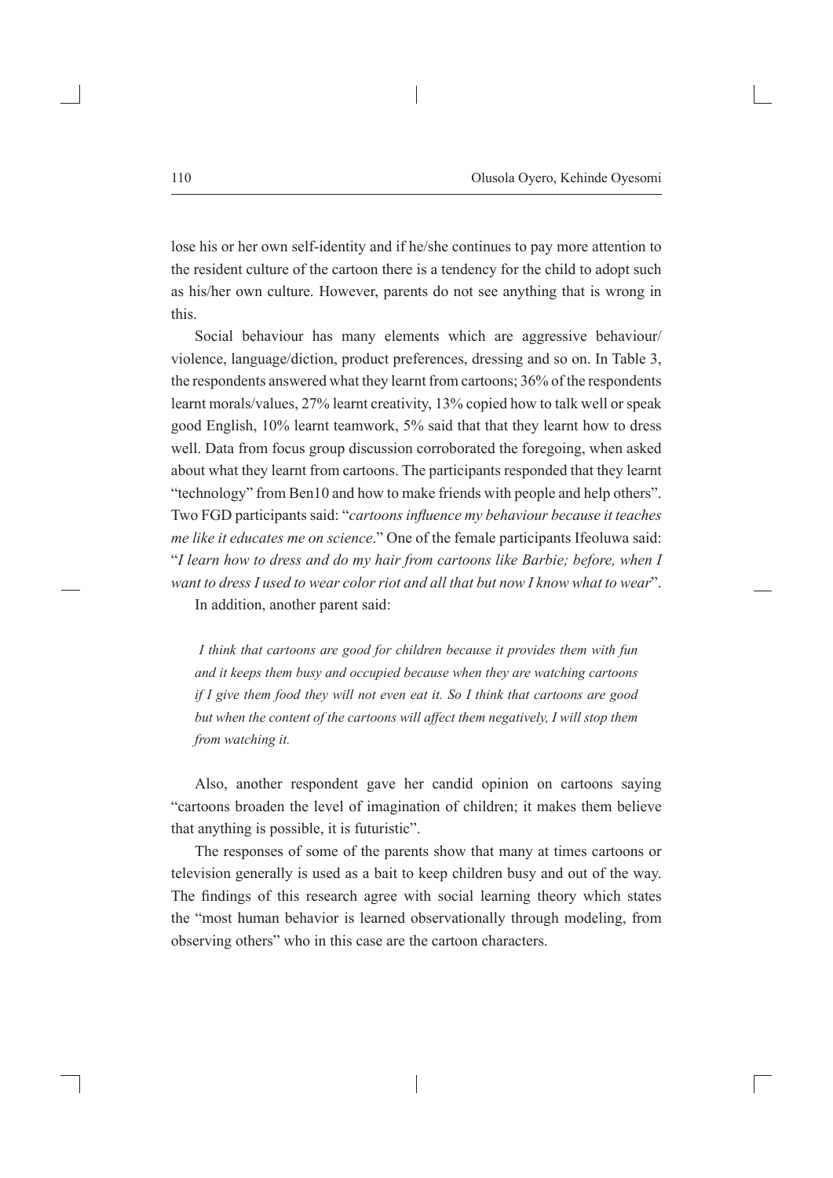lose his or her own self-identity and if he/she continues to pay more attention to the resident culture of the cartoon there is a tendency for the child to adopt such as his/her own culture. However, parents do not see anything that is wrong in this.

Social behaviour has many elements which are aggressive behaviour/violence, language/diction, product preferences, dressing and so on. In Table 3, the respondents answered what they learnt from cartoons; 36% of the respondents learnt morals/values, 27% learnt creativity, 13% copied how to talk well or speak good English, 10% learnt teamwork, 5% said that that they learnt how to dress well. Data from focus group discussion corroborated the foregoing, when asked about what they learnt from cartoons. The participants responded that they learnt "technology" from Ben10 and how to make friends with people and help others". Two FGD participants said: "*cartoons influence my behaviour because it teaches me like it educates me on science*." One of the female participants Ifeoluwa said: "*I learn how to dress and do my hair from cartoons like Barbie; before, when I want to dress I used to wear color riot and all that but now I know what to wear*".

In addition, another parent said:

> *I think that cartoons are good for children because it provides them with fun and it keeps them busy and occupied because when they are watching cartoons if I give them food they will not even eat it. So I think that cartoons are good but when the content of the cartoons will affect them negatively, I will stop them from watching it.*

Also, another respondent gave her candid opinion on cartoons saying "cartoons broaden the level of imagination of children; it makes them believe that anything is possible, it is futuristic".

The responses of some of the parents show that many at times cartoons or television generally is used as a bait to keep children busy and out of the way. The findings of this research agree with social learning theory which states the "most human behavior is learned observationally through modeling, from observing others" who in this case are the cartoon characters.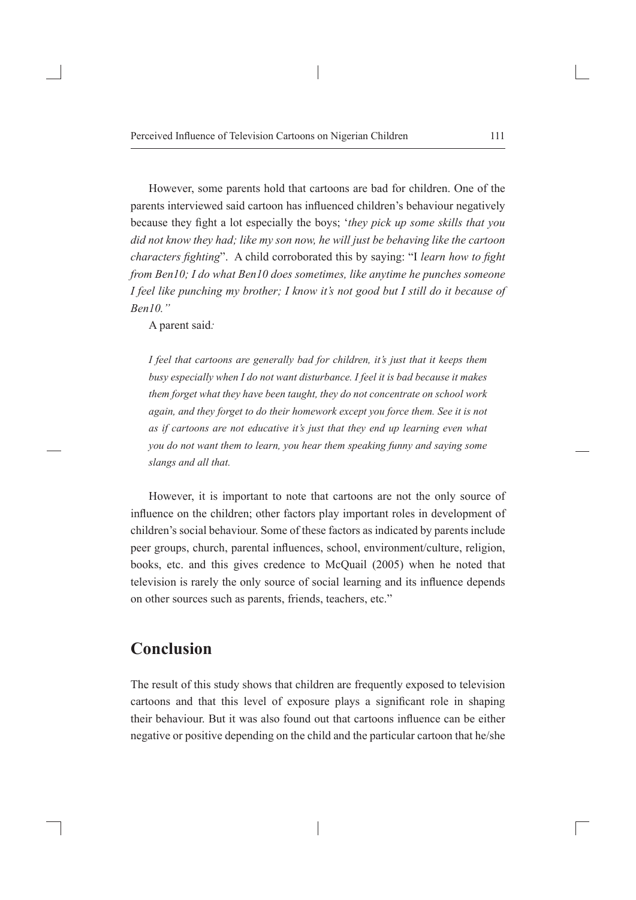However, some parents hold that cartoons are bad for children. One of the parents interviewed said cartoon has influenced children's behaviour negatively because they fight a lot especially the boys; '*they pick up some skills that you did not know they had; like my son now, he will just be behaving like the cartoon characters fighting*". A child corroborated this by saying: "I *learn how to fight from Ben10; I do what Ben10 does sometimes, like anytime he punches someone I feel like punching my brother; I know it's not good but I still do it because of Ben10."*

A parent said*:*

> *I feel that cartoons are generally bad for children, it's just that it keeps them busy especially when I do not want disturbance. I feel it is bad because it makes them forget what they have been taught, they do not concentrate on school work again, and they forget to do their homework except you force them. See it is not as if cartoons are not educative it's just that they end up learning even what you do not want them to learn, you hear them speaking funny and saying some slangs and all that.*

However, it is important to note that cartoons are not the only source of influence on the children; other factors play important roles in development of children's social behaviour. Some of these factors as indicated by parents include peer groups, church, parental influences, school, environment/culture, religion, books, etc. and this gives credence to McQuail (2005) when he noted that television is rarely the only source of social learning and its influence depends on other sources such as parents, friends, teachers, etc."

## Conclusion

The result of this study shows that children are frequently exposed to television cartoons and that this level of exposure plays a significant role in shaping their behaviour. But it was also found out that cartoons influence can be either negative or positive depending on the child and the particular cartoon that he/she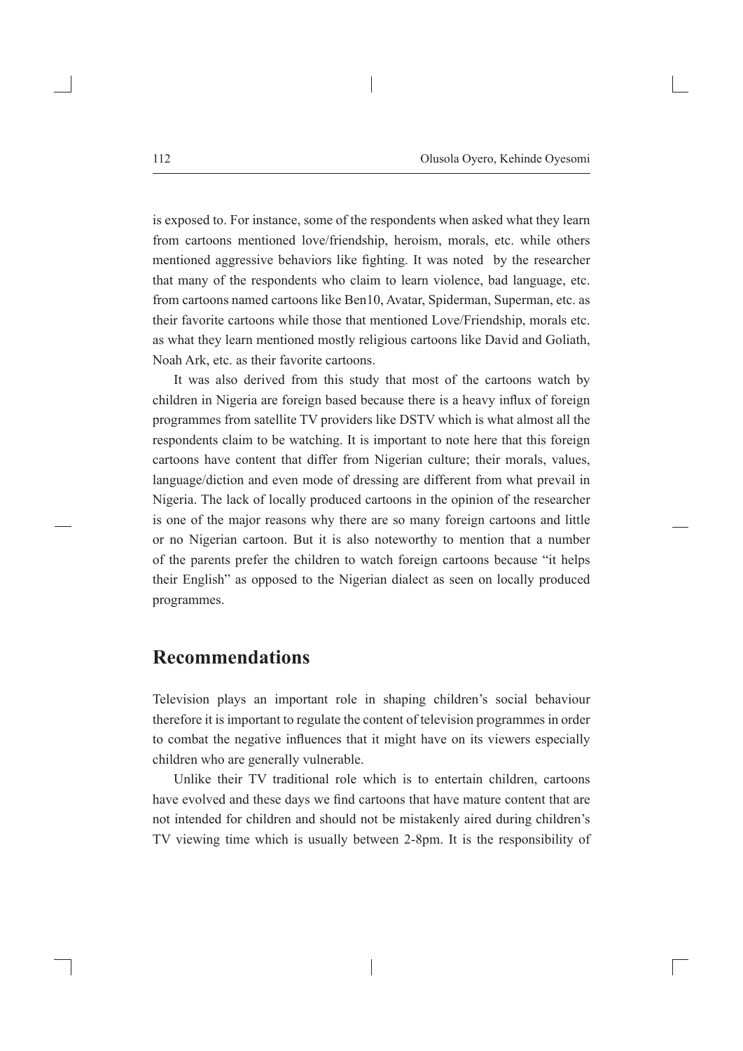is exposed to. For instance, some of the respondents when asked what they learn from cartoons mentioned love/friendship, heroism, morals, etc. while others mentioned aggressive behaviors like fighting. It was noted by the researcher that many of the respondents who claim to learn violence, bad language, etc. from cartoons named cartoons like Ben10, Avatar, Spiderman, Superman, etc. as their favorite cartoons while those that mentioned Love/Friendship, morals etc. as what they learn mentioned mostly religious cartoons like David and Goliath, Noah Ark, etc. as their favorite cartoons.

It was also derived from this study that most of the cartoons watch by children in Nigeria are foreign based because there is a heavy influx of foreign programmes from satellite TV providers like DSTV which is what almost all the respondents claim to be watching. It is important to note here that this foreign cartoons have content that differ from Nigerian culture; their morals, values, language/diction and even mode of dressing are different from what prevail in Nigeria. The lack of locally produced cartoons in the opinion of the researcher is one of the major reasons why there are so many foreign cartoons and little or no Nigerian cartoon. But it is also noteworthy to mention that a number of the parents prefer the children to watch foreign cartoons because "it helps their English" as opposed to the Nigerian dialect as seen on locally produced programmes.

## Recommendations

Television plays an important role in shaping children's social behaviour therefore it is important to regulate the content of television programmes in order to combat the negative influences that it might have on its viewers especially children who are generally vulnerable.

Unlike their TV traditional role which is to entertain children, cartoons have evolved and these days we find cartoons that have mature content that are not intended for children and should not be mistakenly aired during children's TV viewing time which is usually between 2-8pm. It is the responsibility of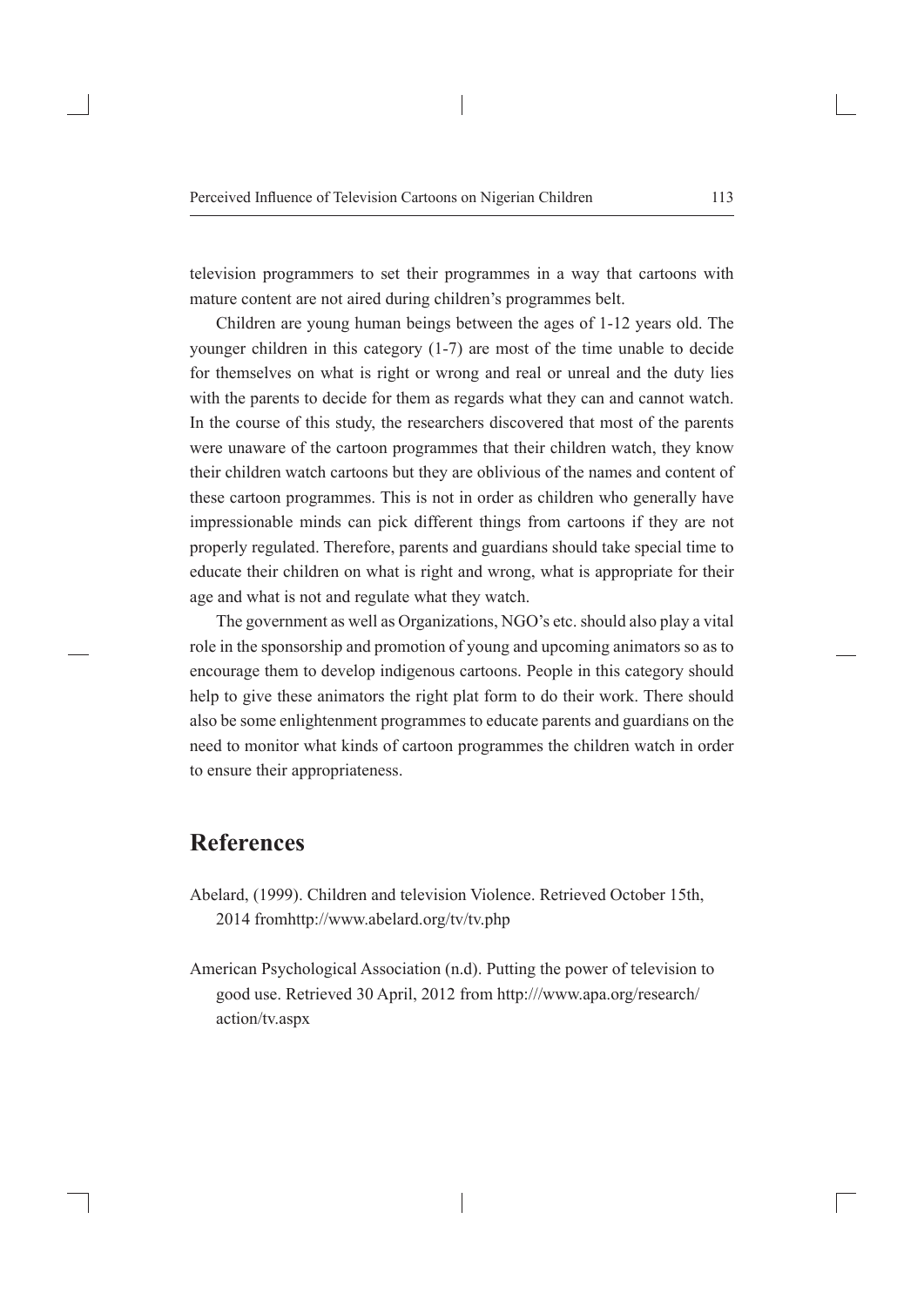television programmers to set their programmes in a way that cartoons with mature content are not aired during children's programmes belt.

Children are young human beings between the ages of 1-12 years old. The younger children in this category (1-7) are most of the time unable to decide for themselves on what is right or wrong and real or unreal and the duty lies with the parents to decide for them as regards what they can and cannot watch. In the course of this study, the researchers discovered that most of the parents were unaware of the cartoon programmes that their children watch, they know their children watch cartoons but they are oblivious of the names and content of these cartoon programmes. This is not in order as children who generally have impressionable minds can pick different things from cartoons if they are not properly regulated. Therefore, parents and guardians should take special time to educate their children on what is right and wrong, what is appropriate for their age and what is not and regulate what they watch.

The government as well as Organizations, NGO's etc. should also play a vital role in the sponsorship and promotion of young and upcoming animators so as to encourage them to develop indigenous cartoons. People in this category should help to give these animators the right plat form to do their work. There should also be some enlightenment programmes to educate parents and guardians on the need to monitor what kinds of cartoon programmes the children watch in order to ensure their appropriateness.

## References

Abelard, (1999). Children and television Violence. Retrieved October 15th, 2014 fromhttp://www.abelard.org/tv/tv.php

American Psychological Association (n.d). Putting the power of television to good use. Retrieved 30 April, 2012 from http:///www.apa.org/research/action/tv.aspx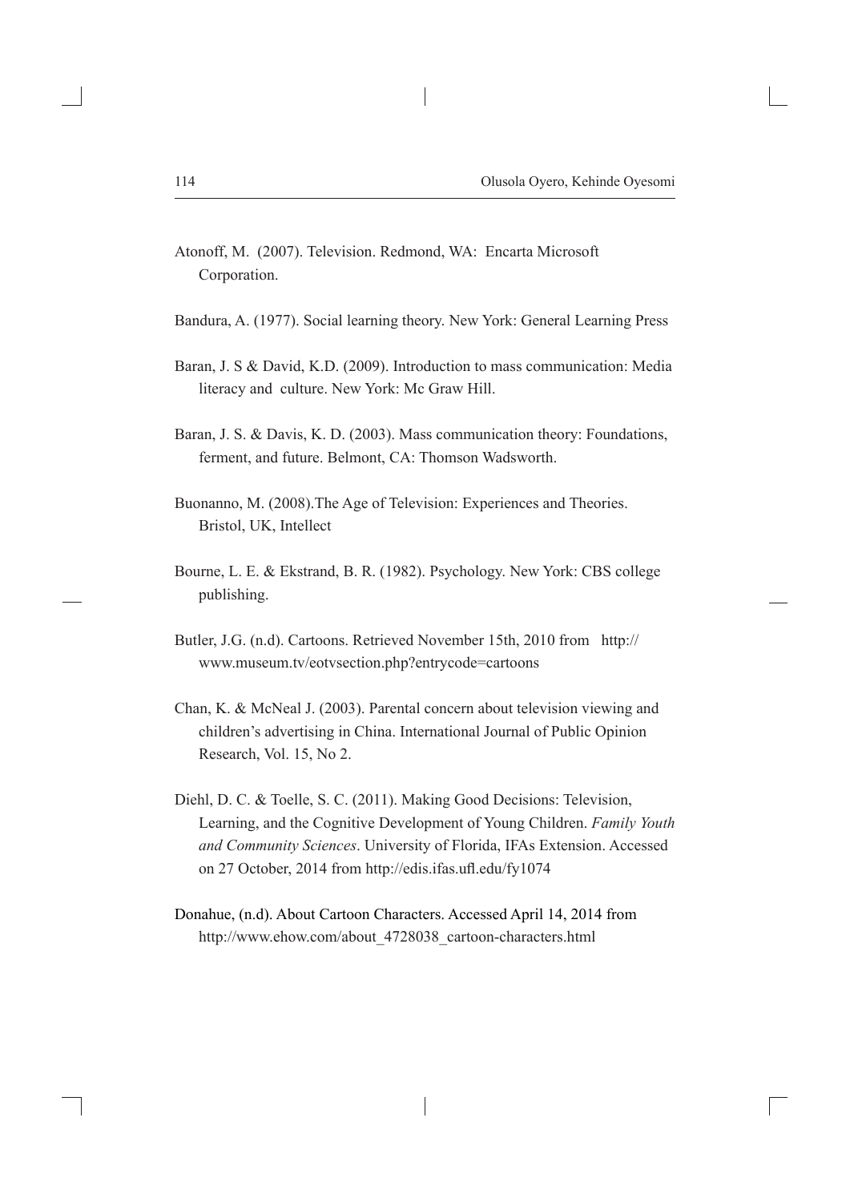Atonoff, M. (2007). Television. Redmond, WA: Encarta Microsoft Corporation.

Bandura, A. (1977). Social learning theory. New York: General Learning Press

Baran, J. S & David, K.D. (2009). Introduction to mass communication: Media literacy and culture. New York: Mc Graw Hill.

Baran, J. S. & Davis, K. D. (2003). Mass communication theory: Foundations, ferment, and future. Belmont, CA: Thomson Wadsworth.

Buonanno, M. (2008).The Age of Television: Experiences and Theories. Bristol, UK, Intellect

Bourne, L. E. & Ekstrand, B. R. (1982). Psychology. New York: CBS college publishing.

Butler, J.G. (n.d). Cartoons. Retrieved November 15th, 2010 from http://www.museum.tv/eotvsection.php?entrycode=cartoons

Chan, K. & McNeal J. (2003). Parental concern about television viewing and children's advertising in China. International Journal of Public Opinion Research, Vol. 15, No 2.

Diehl, D. C. & Toelle, S. C. (2011). Making Good Decisions: Television, Learning, and the Cognitive Development of Young Children. *Family Youth and Community Sciences*. University of Florida, IFAs Extension. Accessed on 27 October, 2014 from http://edis.ifas.ufl.edu/fy1074

Donahue, (n.d). About Cartoon Characters. Accessed April 14, 2014 from http://www.ehow.com/about_4728038_cartoon-characters.html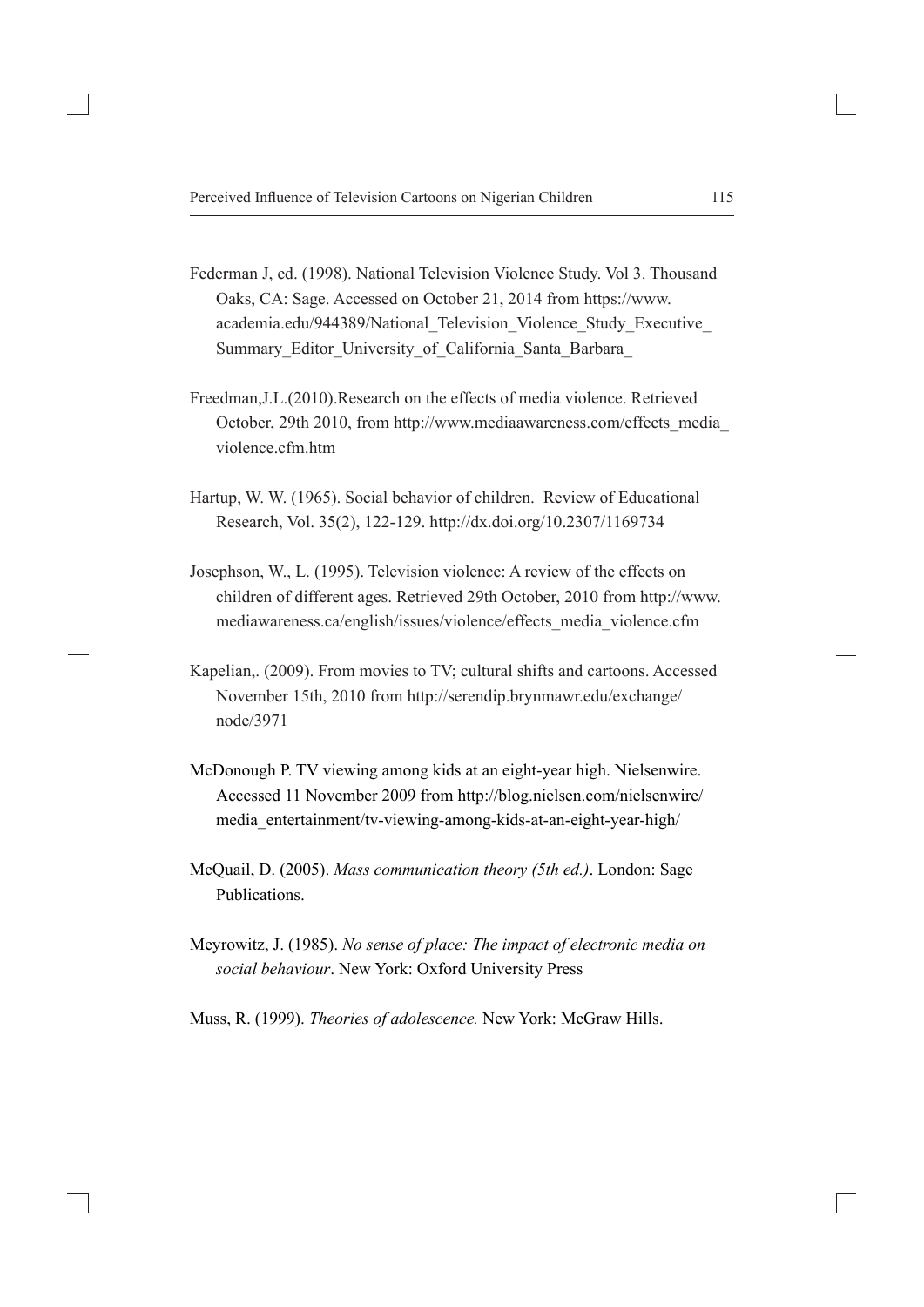Federman J, ed. (1998). National Television Violence Study. Vol 3. Thousand Oaks, CA: Sage. Accessed on October 21, 2014 from https://www.academia.edu/944389/National_Television_Violence_Study_Executive_Summary_Editor_University_of_California_Santa_Barbara_

Freedman,J.L.(2010).Research on the effects of media violence. Retrieved October, 29th 2010, from http://www.mediaawareness.com/effects_media_violence.cfm.htm

Hartup, W. W. (1965). Social behavior of children. Review of Educational Research, Vol. 35(2), 122-129. http://dx.doi.org/10.2307/1169734

Josephson, W., L. (1995). Television violence: A review of the effects on children of different ages. Retrieved 29th October, 2010 from http://www.mediawareness.ca/english/issues/violence/effects_media_violence.cfm

Kapelian,. (2009). From movies to TV; cultural shifts and cartoons. Accessed November 15th, 2010 from http://serendip.brynmawr.edu/exchange/node/3971

McDonough P. TV viewing among kids at an eight-year high. Nielsenwire. Accessed 11 November 2009 from http://blog.nielsen.com/nielsenwire/media_entertainment/tv-viewing-among-kids-at-an-eight-year-high/

McQuail, D. (2005). *Mass communication theory (5th ed.)*. London: Sage Publications.

Meyrowitz, J. (1985). *No sense of place: The impact of electronic media on social behaviour*. New York: Oxford University Press

Muss, R. (1999). *Theories of adolescence.* New York: McGraw Hills.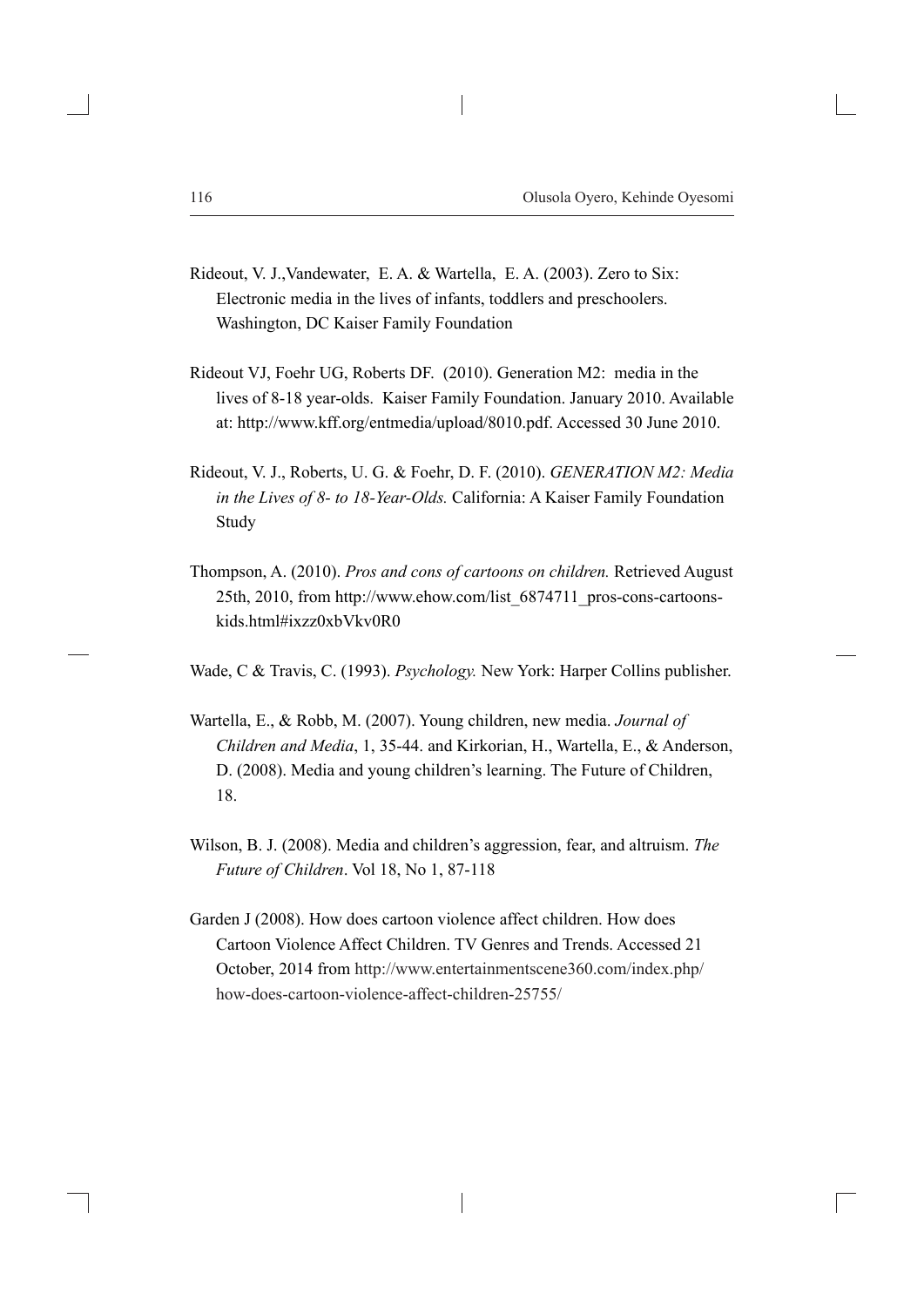Rideout, V. J.,Vandewater, E. A. & Wartella, E. A. (2003). Zero to Six: Electronic media in the lives of infants, toddlers and preschoolers. Washington, DC Kaiser Family Foundation

Rideout VJ, Foehr UG, Roberts DF. (2010). Generation M2: media in the lives of 8-18 year-olds. Kaiser Family Foundation. January 2010. Available at: http://www.kff.org/entmedia/upload/8010.pdf. Accessed 30 June 2010.

Rideout, V. J., Roberts, U. G. & Foehr, D. F. (2010). *GENERATION M2: Media in the Lives of 8- to 18-Year-Olds.* California: A Kaiser Family Foundation Study

Thompson, A. (2010). *Pros and cons of cartoons on children.* Retrieved August 25th, 2010, from http://www.ehow.com/list_6874711_pros-cons-cartoons-kids.html#ixzz0xbVkv0R0

Wade, C & Travis, C. (1993). *Psychology.* New York: Harper Collins publisher.

Wartella, E., & Robb, M. (2007). Young children, new media. *Journal of Children and Media*, 1, 35-44. and Kirkorian, H., Wartella, E., & Anderson, D. (2008). Media and young children's learning. The Future of Children, 18.

Wilson, B. J. (2008). Media and children's aggression, fear, and altruism. *The Future of Children*. Vol 18, No 1, 87-118

Garden J (2008). How does cartoon violence affect children. How does Cartoon Violence Affect Children. TV Genres and Trends. Accessed 21 October, 2014 from http://www.entertainmentscene360.com/index.php/how-does-cartoon-violence-affect-children-25755/